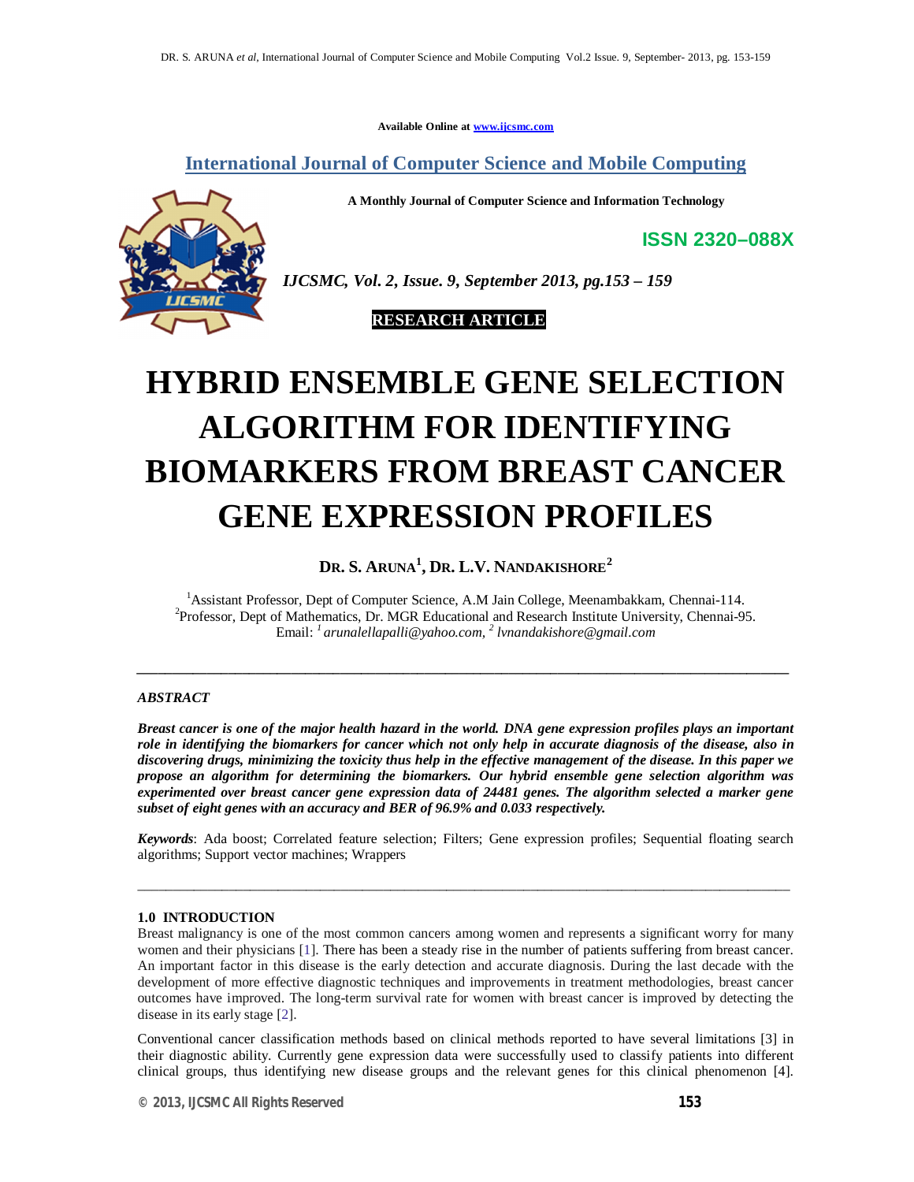Available Online at www.ijcsmc.com

## International Journal of Computer Science and Mobile Computing

**A Monthly Journal of Computer Science and Information Technology**

**ISSN 2320–088X**

*IJCSMC, Vol. 2, Issue. 9, September 2013, pg.153 – 159*

**RESEARCH ARTICLE**

# HYBRID ENSEMBLE GENE SELECTION ALGORITHM FOR IDENTIFYING BIOMARKERS FROM BREAST CANCER GENE EXPRESSION PROFILES

**DR. S. ARUNA[1], DR. L.V. NANDAKISHORE[2]**

[1]Assistant Professor, Dept of Computer Science, A.M Jain College, Meenambakkam, Chennai-114.
[2]Professor, Dept of Mathematics, Dr. MGR Educational and Research Institute University, Chennai-95.
Email: [1] *arunalellapalli@yahoo.com*, [2] *lvnandakishore@gmail.com*

---

*ABSTRACT*

***Breast cancer is one of the major health hazard in the world. DNA gene expression profiles plays an important role in identifying the biomarkers for cancer which not only help in accurate diagnosis of the disease, also in discovering drugs, minimizing the toxicity thus help in the effective management of the disease. In this paper we propose an algorithm for determining the biomarkers. Our hybrid ensemble gene selection algorithm was experimented over breast cancer gene expression data of 24481 genes. The algorithm selected a marker gene subset of eight genes with an accuracy and BER of 96.9% and 0.033 respectively.***

***Keywords***: Ada boost; Correlated feature selection; Filters; Gene expression profiles; Sequential floating search algorithms; Support vector machines; Wrappers

---

### 1.0 INTRODUCTION

Breast malignancy is one of the most common cancers among women and represents a significant worry for many women and their physicians [1]. There has been a steady rise in the number of patients suffering from breast cancer. An important factor in this disease is the early detection and accurate diagnosis. During the last decade with the development of more effective diagnostic techniques and improvements in treatment methodologies, breast cancer outcomes have improved. The long-term survival rate for women with breast cancer is improved by detecting the disease in its early stage [2].

Conventional cancer classification methods based on clinical methods reported to have several limitations [3] in their diagnostic ability. Currently gene expression data were successfully used to classify patients into different clinical groups, thus identifying new disease groups and the relevant genes for this clinical phenomenon [4].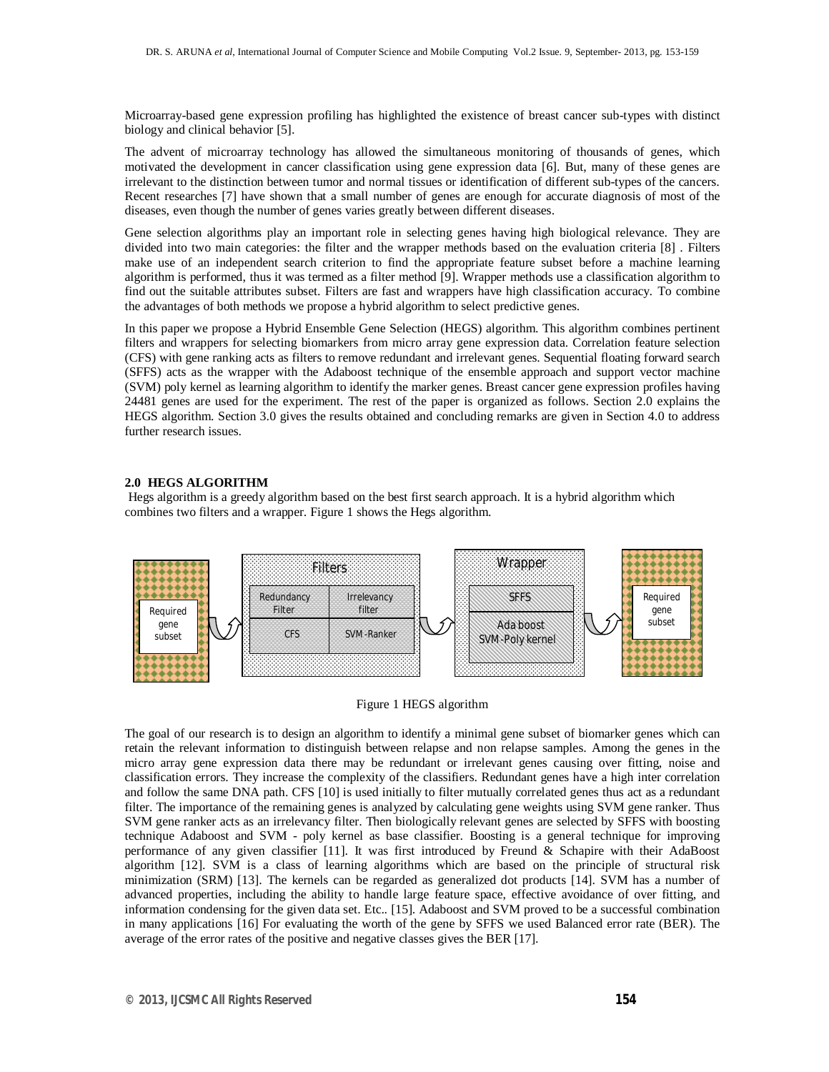Microarray-based gene expression profiling has highlighted the existence of breast cancer sub-types with distinct biology and clinical behavior [5].

The advent of microarray technology has allowed the simultaneous monitoring of thousands of genes, which motivated the development in cancer classification using gene expression data [6]. But, many of these genes are irrelevant to the distinction between tumor and normal tissues or identification of different sub-types of the cancers. Recent researches [7] have shown that a small number of genes are enough for accurate diagnosis of most of the diseases, even though the number of genes varies greatly between different diseases.

Gene selection algorithms play an important role in selecting genes having high biological relevance. They are divided into two main categories: the filter and the wrapper methods based on the evaluation criteria [8] . Filters make use of an independent search criterion to find the appropriate feature subset before a machine learning algorithm is performed, thus it was termed as a filter method [9]. Wrapper methods use a classification algorithm to find out the suitable attributes subset. Filters are fast and wrappers have high classification accuracy. To combine the advantages of both methods we propose a hybrid algorithm to select predictive genes.

In this paper we propose a Hybrid Ensemble Gene Selection (HEGS) algorithm. This algorithm combines pertinent filters and wrappers for selecting biomarkers from micro array gene expression data. Correlation feature selection (CFS) with gene ranking acts as filters to remove redundant and irrelevant genes. Sequential floating forward search (SFFS) acts as the wrapper with the Adaboost technique of the ensemble approach and support vector machine (SVM) poly kernel as learning algorithm to identify the marker genes. Breast cancer gene expression profiles having 24481 genes are used for the experiment. The rest of the paper is organized as follows. Section 2.0 explains the HEGS algorithm. Section 3.0 gives the results obtained and concluding remarks are given in Section 4.0 to address further research issues.

## 2.0 HEGS ALGORITHM

Hegs algorithm is a greedy algorithm based on the best first search approach. It is a hybrid algorithm which combines two filters and a wrapper. Figure 1 shows the Hegs algorithm.

Required gene subset → Filters (Redundancy Filter: CFS; Irrelevancy filter: SVM-Ranker) → Wrapper (SFFS; Ada boost SVM-Poly kernel) → Required gene subset

Figure 1 HEGS algorithm

The goal of our research is to design an algorithm to identify a minimal gene subset of biomarker genes which can retain the relevant information to distinguish between relapse and non relapse samples. Among the genes in the micro array gene expression data there may be redundant or irrelevant genes causing over fitting, noise and classification errors. They increase the complexity of the classifiers. Redundant genes have a high inter correlation and follow the same DNA path. CFS [10] is used initially to filter mutually correlated genes thus act as a redundant filter. The importance of the remaining genes is analyzed by calculating gene weights using SVM gene ranker. Thus SVM gene ranker acts as an irrelevancy filter. Then biologically relevant genes are selected by SFFS with boosting technique Adaboost and SVM - poly kernel as base classifier. Boosting is a general technique for improving performance of any given classifier [11]. It was first introduced by Freund & Schapire with their AdaBoost algorithm [12]. SVM is a class of learning algorithms which are based on the principle of structural risk minimization (SRM) [13]. The kernels can be regarded as generalized dot products [14]. SVM has a number of advanced properties, including the ability to handle large feature space, effective avoidance of over fitting, and information condensing for the given data set. Etc.. [15]. Adaboost and SVM proved to be a successful combination in many applications [16] For evaluating the worth of the gene by SFFS we used Balanced error rate (BER). The average of the error rates of the positive and negative classes gives the BER [17].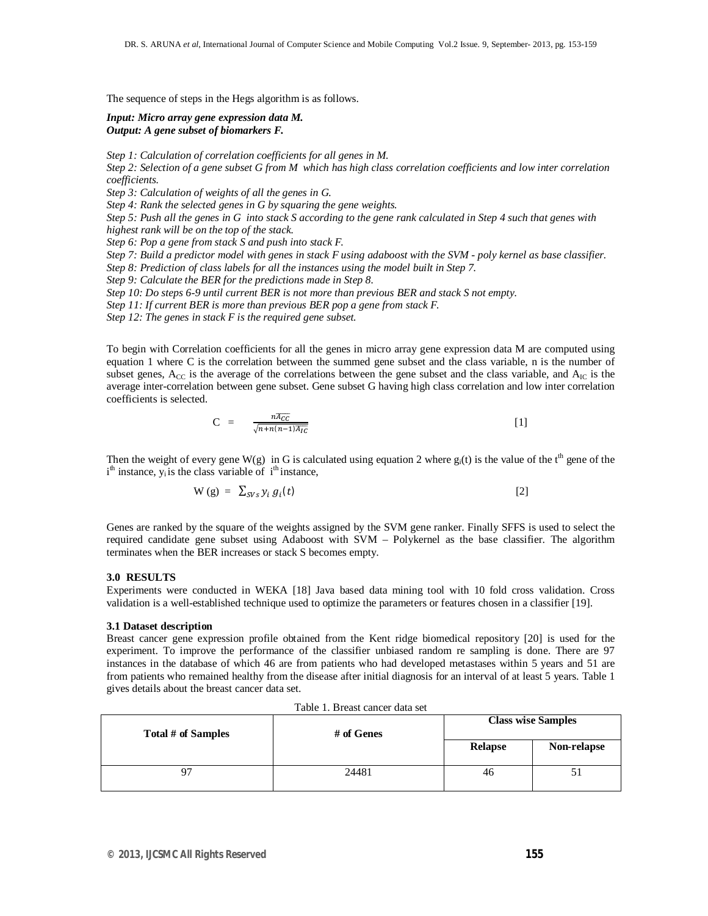The sequence of steps in the Hegs algorithm is as follows.

***Input: Micro array gene expression data M.***
***Output: A gene subset of biomarkers F.***

*Step 1: Calculation of correlation coefficients for all genes in M.*
*Step 2: Selection of a gene subset G from M which has high class correlation coefficients and low inter correlation coefficients.*
*Step 3: Calculation of weights of all the genes in G.*
*Step 4: Rank the selected genes in G by squaring the gene weights.*
*Step 5: Push all the genes in G into stack S according to the gene rank calculated in Step 4 such that genes with highest rank will be on the top of the stack.*
*Step 6: Pop a gene from stack S and push into stack F.*
*Step 7: Build a predictor model with genes in stack F using adaboost with the SVM - poly kernel as base classifier.*
*Step 8: Prediction of class labels for all the instances using the model built in Step 7.*
*Step 9: Calculate the BER for the predictions made in Step 8.*
*Step 10: Do steps 6-9 until current BER is not more than previous BER and stack S not empty.*
*Step 11: If current BER is more than previous BER pop a gene from stack F.*
*Step 12: The genes in stack F is the required gene subset.*

To begin with Correlation coefficients for all the genes in micro array gene expression data M are computed using equation 1 where C is the correlation between the summed gene subset and the class variable, n is the number of subset genes, $A_{CC}$ is the average of the correlations between the gene subset and the class variable, and $A_{IC}$ is the average inter-correlation between gene subset. Gene subset G having high class correlation and low inter correlation coefficients is selected.

$$C = \frac{n\overline{A_{CC}}}{\sqrt{n+n(n-1)\overline{A_{IC}}}} \qquad [1]$$

Then the weight of every gene W(g) in G is calculated using equation 2 where $g_i(t)$ is the value of the $t^{th}$ gene of the $i^{th}$ instance, $y_i$ is the class variable of $i^{th}$ instance,

$$W(g) = \sum_{SVs} y_i \, g_i(t) \qquad [2]$$

Genes are ranked by the square of the weights assigned by the SVM gene ranker. Finally SFFS is used to select the required candidate gene subset using Adaboost with SVM – Polykernel as the base classifier. The algorithm terminates when the BER increases or stack S becomes empty.

## 3.0 RESULTS

Experiments were conducted in WEKA [18] Java based data mining tool with 10 fold cross validation. Cross validation is a well-established technique used to optimize the parameters or features chosen in a classifier [19].

### 3.1 Dataset description

Breast cancer gene expression profile obtained from the Kent ridge biomedical repository [20] is used for the experiment. To improve the performance of the classifier unbiased random re sampling is done. There are 97 instances in the database of which 46 are from patients who had developed metastases within 5 years and 51 are from patients who remained healthy from the disease after initial diagnosis for an interval of at least 5 years. Table 1 gives details about the breast cancer data set.

Table 1. Breast cancer data set

| Total # of Samples | # of Genes | Class wise Samples | |
|---|---|---|---|
| | | Relapse | Non-relapse |
| 97 | 24481 | 46 | 51 |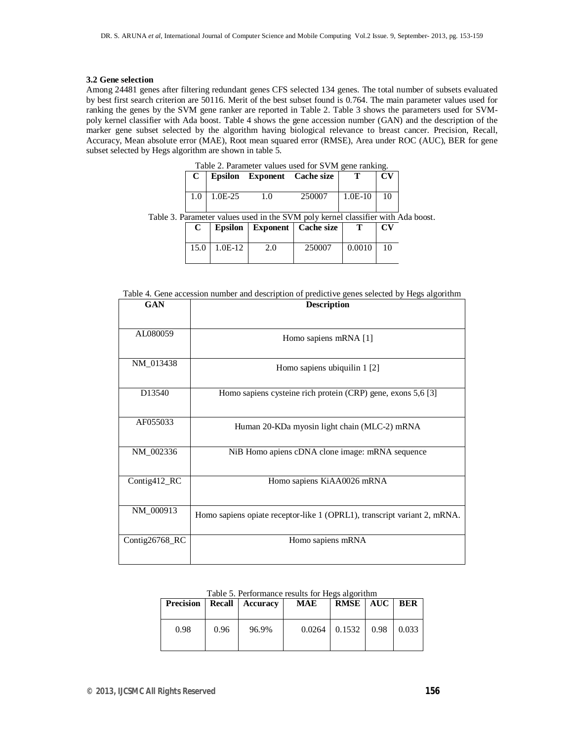### 3.2 Gene selection

Among 24481 genes after filtering redundant genes CFS selected 134 genes. The total number of subsets evaluated by best first search criterion are 50116. Merit of the best subset found is 0.764. The main parameter values used for ranking the genes by the SVM gene ranker are reported in Table 2. Table 3 shows the parameters used for SVM-poly kernel classifier with Ada boost. Table 4 shows the gene accession number (GAN) and the description of the marker gene subset selected by the algorithm having biological relevance to breast cancer. Precision, Recall, Accuracy, Mean absolute error (MAE), Root mean squared error (RMSE), Area under ROC (AUC), BER for gene subset selected by Hegs algorithm are shown in table 5.

Table 2. Parameter values used for SVM gene ranking.

| C | Epsilon | Exponent | Cache size | T | CV |
|---|---|---|---|---|---|
| 1.0 | 1.0E-25 | 1.0 | 250007 | 1.0E-10 | 10 |

Table 3. Parameter values used in the SVM poly kernel classifier with Ada boost.

| C | Epsilon | Exponent | Cache size | T | CV |
|---|---|---|---|---|---|
| 15.0 | 1.0E-12 | 2.0 | 250007 | 0.0010 | 10 |

Table 4. Gene accession number and description of predictive genes selected by Hegs algorithm

| GAN | Description |
|---|---|
| AL080059 | Homo sapiens mRNA [1] |
| NM_013438 | Homo sapiens ubiquilin 1 [2] |
| D13540 | Homo sapiens cysteine rich protein (CRP) gene, exons 5,6 [3] |
| AF055033 | Human 20-KDa myosin light chain (MLC-2) mRNA |
| NM_002336 | NiB Homo apiens cDNA clone image: mRNA sequence |
| Contig412_RC | Homo sapiens KiAA0026 mRNA |
| NM_000913 | Homo sapiens opiate receptor-like 1 (OPRL1), transcript variant 2, mRNA. |
| Contig26768_RC | Homo sapiens mRNA |

Table 5. Performance results for Hegs algorithm

| Precision | Recall | Accuracy | MAE | RMSE | AUC | BER |
|---|---|---|---|---|---|---|
| 0.98 | 0.96 | 96.9% | 0.0264 | 0.1532 | 0.98 | 0.033 |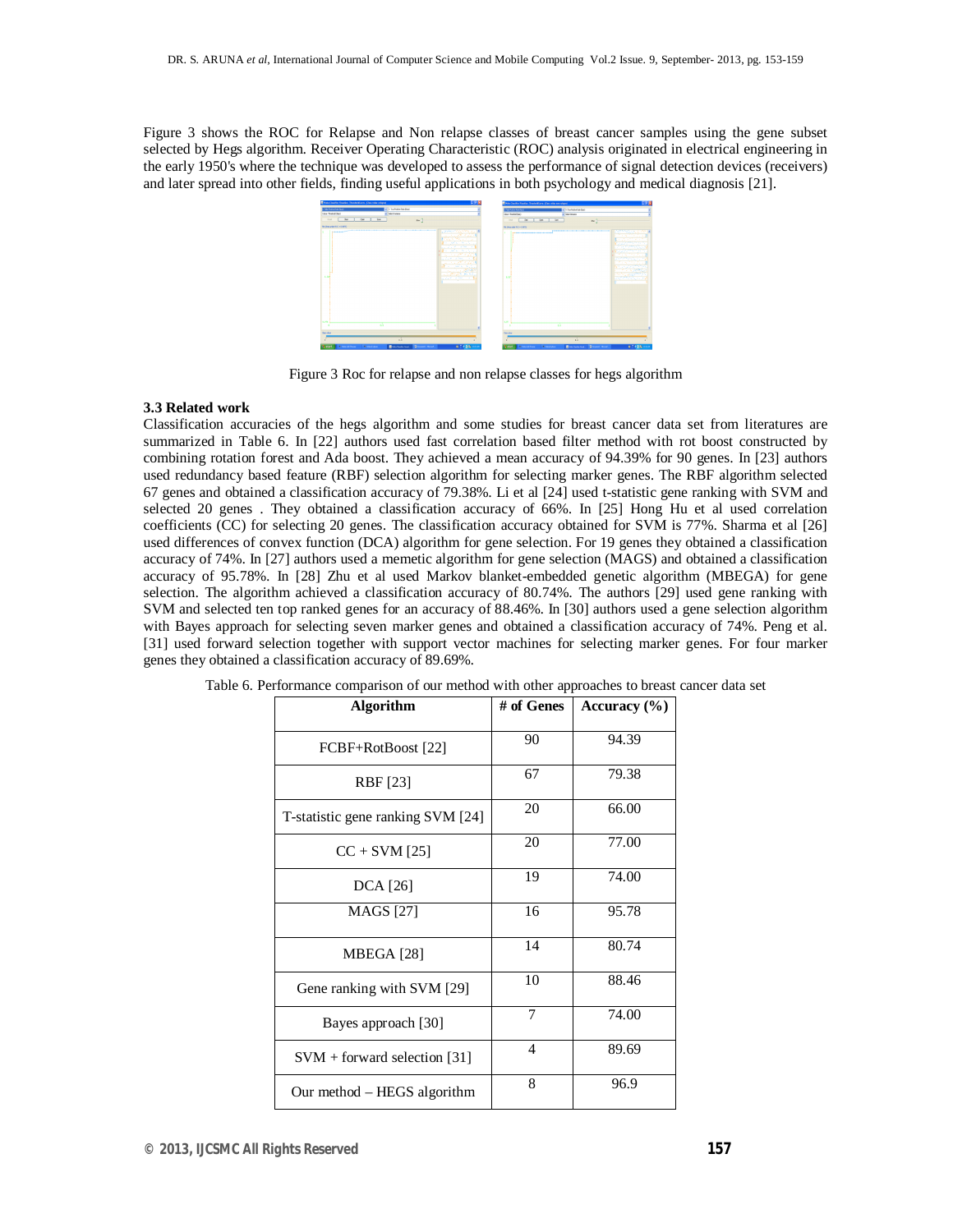Figure 3 shows the ROC for Relapse and Non relapse classes of breast cancer samples using the gene subset selected by Hegs algorithm. Receiver Operating Characteristic (ROC) analysis originated in electrical engineering in the early 1950's where the technique was developed to assess the performance of signal detection devices (receivers) and later spread into other fields, finding useful applications in both psychology and medical diagnosis [21].

Figure 3 Roc for relapse and non relapse classes for hegs algorithm

### 3.3 Related work

Classification accuracies of the hegs algorithm and some studies for breast cancer data set from literatures are summarized in Table 6. In [22] authors used fast correlation based filter method with rot boost constructed by combining rotation forest and Ada boost. They achieved a mean accuracy of 94.39% for 90 genes. In [23] authors used redundancy based feature (RBF) selection algorithm for selecting marker genes. The RBF algorithm selected 67 genes and obtained a classification accuracy of 79.38%. Li et al [24] used t-statistic gene ranking with SVM and selected 20 genes . They obtained a classification accuracy of 66%. In [25] Hong Hu et al used correlation coefficients (CC) for selecting 20 genes. The classification accuracy obtained for SVM is 77%. Sharma et al [26] used differences of convex function (DCA) algorithm for gene selection. For 19 genes they obtained a classification accuracy of 74%. In [27] authors used a memetic algorithm for gene selection (MAGS) and obtained a classification accuracy of 95.78%. In [28] Zhu et al used Markov blanket-embedded genetic algorithm (MBEGA) for gene selection. The algorithm achieved a classification accuracy of 80.74%. The authors [29] used gene ranking with SVM and selected ten top ranked genes for an accuracy of 88.46%. In [30] authors used a gene selection algorithm with Bayes approach for selecting seven marker genes and obtained a classification accuracy of 74%. Peng et al. [31] used forward selection together with support vector machines for selecting marker genes. For four marker genes they obtained a classification accuracy of 89.69%.

Table 6. Performance comparison of our method with other approaches to breast cancer data set

| Algorithm | # of Genes | Accuracy (%) |
|---|---|---|
| FCBF+RotBoost [22] | 90 | 94.39 |
| RBF [23] | 67 | 79.38 |
| T-statistic gene ranking SVM [24] | 20 | 66.00 |
| CC + SVM [25] | 20 | 77.00 |
| DCA [26] | 19 | 74.00 |
| MAGS [27] | 16 | 95.78 |
| MBEGA [28] | 14 | 80.74 |
| Gene ranking with SVM [29] | 10 | 88.46 |
| Bayes approach [30] | 7 | 74.00 |
| SVM + forward selection [31] | 4 | 89.69 |
| Our method – HEGS algorithm | 8 | 96.9 |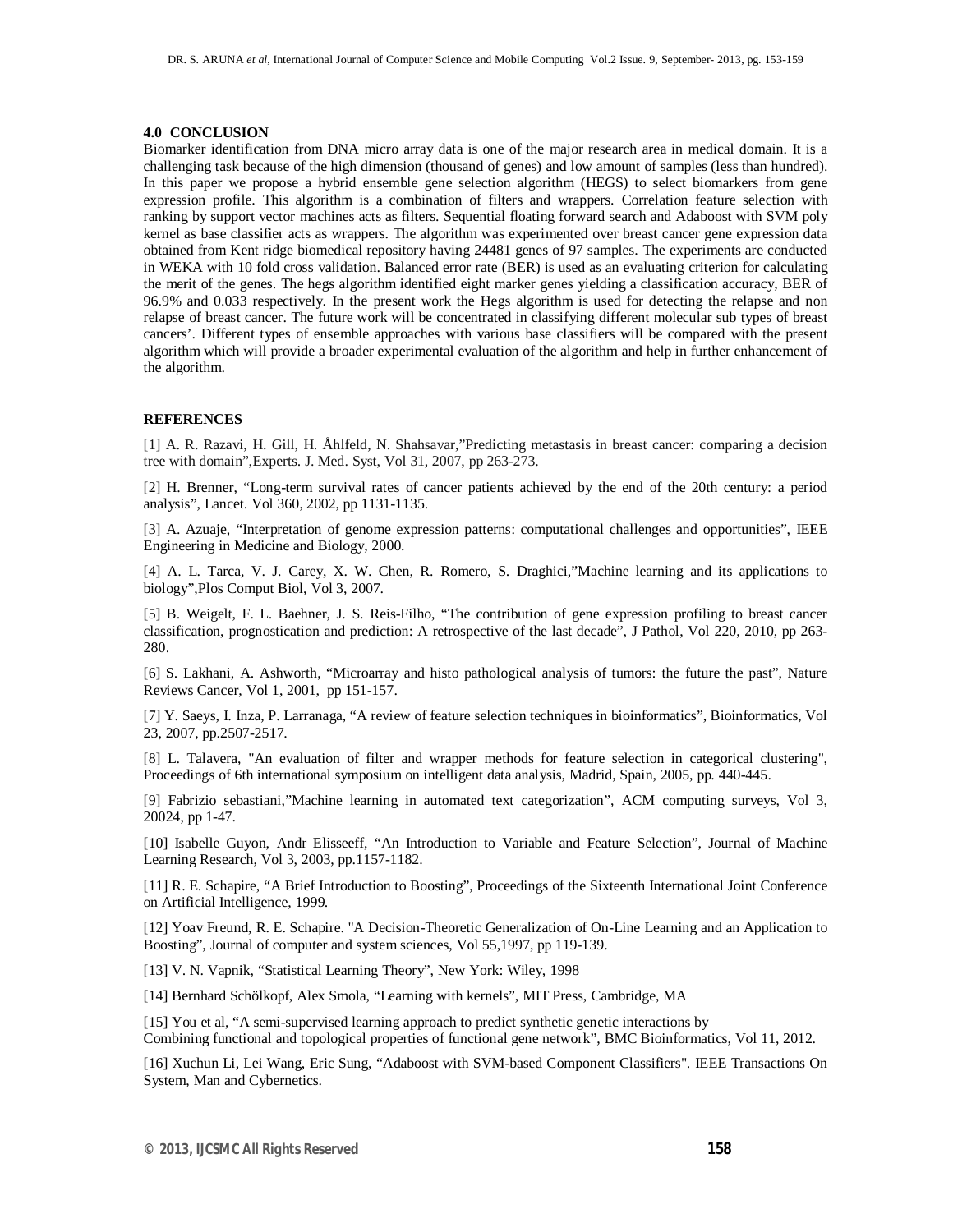## 4.0 CONCLUSION

Biomarker identification from DNA micro array data is one of the major research area in medical domain. It is a challenging task because of the high dimension (thousand of genes) and low amount of samples (less than hundred). In this paper we propose a hybrid ensemble gene selection algorithm (HEGS) to select biomarkers from gene expression profile. This algorithm is a combination of filters and wrappers. Correlation feature selection with ranking by support vector machines acts as filters. Sequential floating forward search and Adaboost with SVM poly kernel as base classifier acts as wrappers. The algorithm was experimented over breast cancer gene expression data obtained from Kent ridge biomedical repository having 24481 genes of 97 samples. The experiments are conducted in WEKA with 10 fold cross validation. Balanced error rate (BER) is used as an evaluating criterion for calculating the merit of the genes. The hegs algorithm identified eight marker genes yielding a classification accuracy, BER of 96.9% and 0.033 respectively. In the present work the Hegs algorithm is used for detecting the relapse and non relapse of breast cancer. The future work will be concentrated in classifying different molecular sub types of breast cancers'. Different types of ensemble approaches with various base classifiers will be compared with the present algorithm which will provide a broader experimental evaluation of the algorithm and help in further enhancement of the algorithm.

## REFERENCES

[1] A. R. Razavi, H. Gill, H. Åhlfeld, N. Shahsavar,"Predicting metastasis in breast cancer: comparing a decision tree with domain",Experts. J. Med. Syst, Vol 31, 2007, pp 263-273.

[2] H. Brenner, "Long-term survival rates of cancer patients achieved by the end of the 20th century: a period analysis", Lancet. Vol 360, 2002, pp 1131-1135.

[3] A. Azuaje, "Interpretation of genome expression patterns: computational challenges and opportunities", IEEE Engineering in Medicine and Biology, 2000.

[4] A. L. Tarca, V. J. Carey, X. W. Chen, R. Romero, S. Draghici,"Machine learning and its applications to biology",Plos Comput Biol, Vol 3, 2007.

[5] B. Weigelt, F. L. Baehner, J. S. Reis-Filho, "The contribution of gene expression profiling to breast cancer classification, prognostication and prediction: A retrospective of the last decade", J Pathol, Vol 220, 2010, pp 263-280.

[6] S. Lakhani, A. Ashworth, "Microarray and histo pathological analysis of tumors: the future the past", Nature Reviews Cancer, Vol 1, 2001, pp 151-157.

[7] Y. Saeys, I. Inza, P. Larranaga, "A review of feature selection techniques in bioinformatics", Bioinformatics, Vol 23, 2007, pp.2507-2517.

[8] L. Talavera, "An evaluation of filter and wrapper methods for feature selection in categorical clustering", Proceedings of 6th international symposium on intelligent data analysis, Madrid, Spain, 2005, pp. 440-445.

[9] Fabrizio sebastiani,"Machine learning in automated text categorization", ACM computing surveys, Vol 3, 20024, pp 1-47.

[10] Isabelle Guyon, Andr Elisseeff, "An Introduction to Variable and Feature Selection", Journal of Machine Learning Research, Vol 3, 2003, pp.1157-1182.

[11] R. E. Schapire, "A Brief Introduction to Boosting", Proceedings of the Sixteenth International Joint Conference on Artificial Intelligence, 1999.

[12] Yoav Freund, R. E. Schapire. "A Decision-Theoretic Generalization of On-Line Learning and an Application to Boosting", Journal of computer and system sciences, Vol 55,1997, pp 119-139.

[13] V. N. Vapnik, "Statistical Learning Theory", New York: Wiley, 1998

[14] Bernhard Schölkopf, Alex Smola, "Learning with kernels", MIT Press, Cambridge, MA

[15] You et al, "A semi-supervised learning approach to predict synthetic genetic interactions by Combining functional and topological properties of functional gene network", BMC Bioinformatics, Vol 11, 2012.

[16] Xuchun Li, Lei Wang, Eric Sung, "Adaboost with SVM-based Component Classifiers". IEEE Transactions On System, Man and Cybernetics.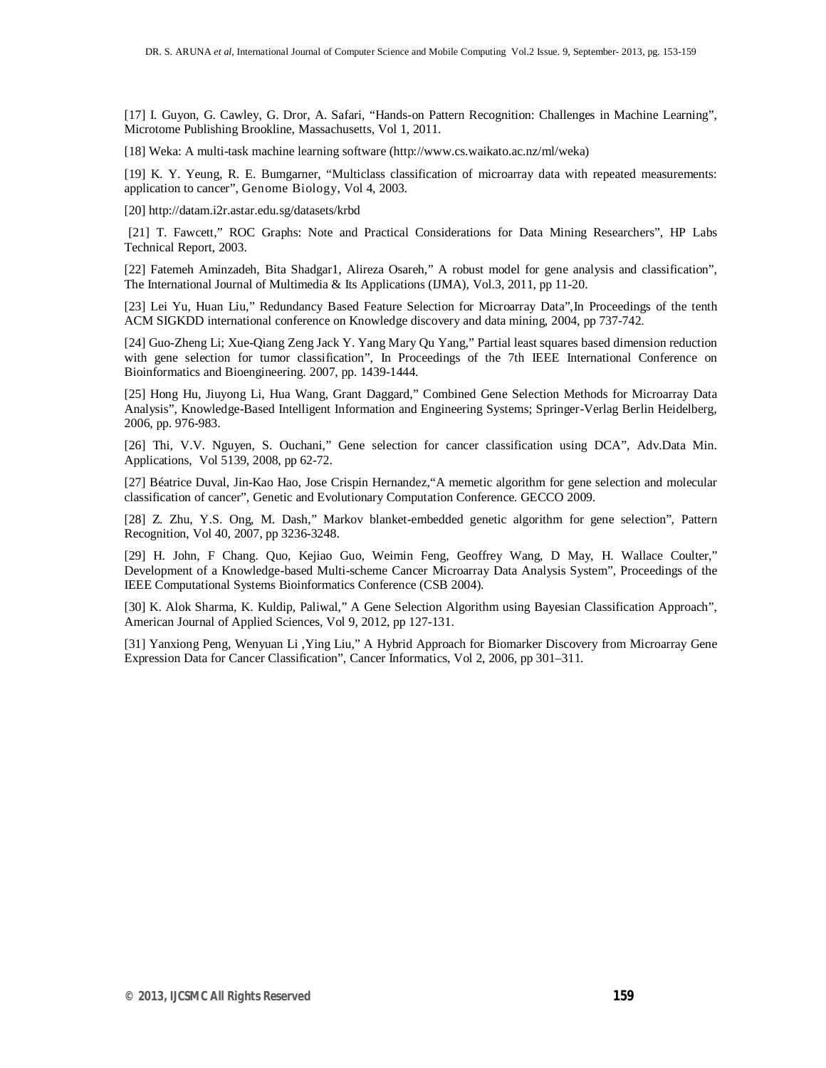[17] I. Guyon, G. Cawley, G. Dror, A. Safari, “Hands-on Pattern Recognition: Challenges in Machine Learning”, Microtome Publishing Brookline, Massachusetts, Vol 1, 2011.

[18] Weka: A multi-task machine learning software (http://www.cs.waikato.ac.nz/ml/weka)

[19] K. Y. Yeung, R. E. Bumgarner, “Multiclass classification of microarray data with repeated measurements: application to cancer”, Genome Biology, Vol 4, 2003.

[20] http://datam.i2r.astar.edu.sg/datasets/krbd

[21] T. Fawcett,” ROC Graphs: Note and Practical Considerations for Data Mining Researchers”, HP Labs Technical Report, 2003.

[22] Fatemeh Aminzadeh, Bita Shadgar1, Alireza Osareh,” A robust model for gene analysis and classification”, The International Journal of Multimedia & Its Applications (IJMA), Vol.3, 2011, pp 11-20.

[23] Lei Yu, Huan Liu,” Redundancy Based Feature Selection for Microarray Data”,In Proceedings of the tenth ACM SIGKDD international conference on Knowledge discovery and data mining, 2004, pp 737-742.

[24] Guo-Zheng Li; Xue-Qiang Zeng Jack Y. Yang Mary Qu Yang,” Partial least squares based dimension reduction with gene selection for tumor classification”, In Proceedings of the 7th IEEE International Conference on Bioinformatics and Bioengineering. 2007, pp. 1439-1444.

[25] Hong Hu, Jiuyong Li, Hua Wang, Grant Daggard,” Combined Gene Selection Methods for Microarray Data Analysis”, Knowledge-Based Intelligent Information and Engineering Systems; Springer-Verlag Berlin Heidelberg, 2006, pp. 976-983.

[26] Thi, V.V. Nguyen, S. Ouchani,” Gene selection for cancer classification using DCA”, Adv.Data Min. Applications, Vol 5139, 2008, pp 62-72.

[27] Béatrice Duval, Jin-Kao Hao, Jose Crispin Hernandez,“A memetic algorithm for gene selection and molecular classification of cancer”, Genetic and Evolutionary Computation Conference. GECCO 2009.

[28] Z. Zhu, Y.S. Ong, M. Dash,” Markov blanket-embedded genetic algorithm for gene selection”, Pattern Recognition, Vol 40, 2007, pp 3236-3248.

[29] H. John, F Chang. Quo, Kejiao Guo, Weimin Feng, Geoffrey Wang, D May, H. Wallace Coulter,” Development of a Knowledge-based Multi-scheme Cancer Microarray Data Analysis System”, Proceedings of the IEEE Computational Systems Bioinformatics Conference (CSB 2004).

[30] K. Alok Sharma, K. Kuldip, Paliwal,” A Gene Selection Algorithm using Bayesian Classification Approach”, American Journal of Applied Sciences, Vol 9, 2012, pp 127-131.

[31] Yanxiong Peng, Wenyuan Li ,Ying Liu,” A Hybrid Approach for Biomarker Discovery from Microarray Gene Expression Data for Cancer Classification”, Cancer Informatics, Vol 2, 2006, pp 301–311.